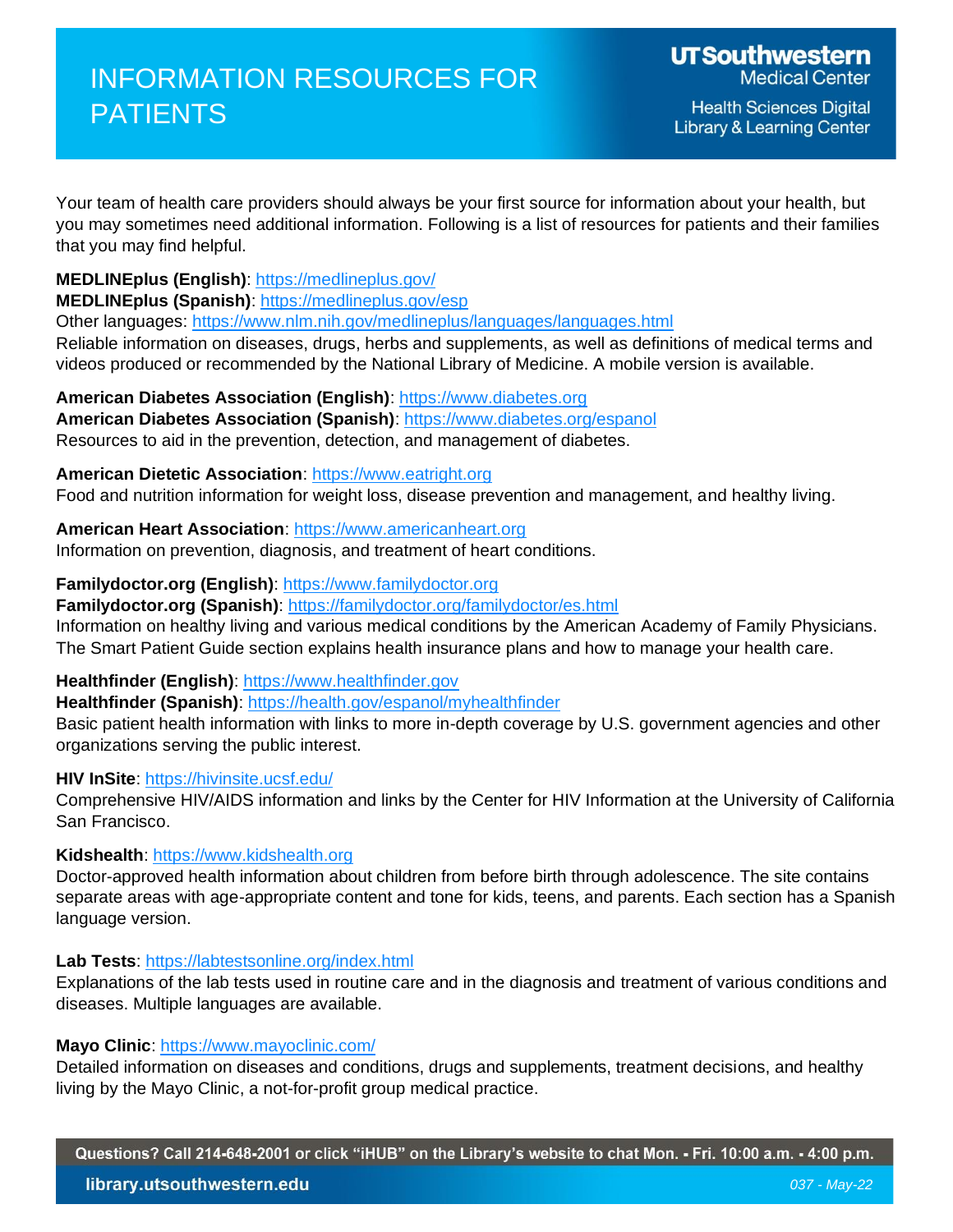# INFORMATION RESOURCES FOR PATIENTS

**UTSouthwestern Medical Center**
Health Sciences Digital Library & Learning Center

Your team of health care providers should always be your first source for information about your health, but you may sometimes need additional information. Following is a list of resources for patients and their families that you may find helpful.

**MEDLINEplus (English)**: https://medlineplus.gov/
**MEDLINEplus (Spanish)**: https://medlineplus.gov/esp
Other languages: https://www.nlm.nih.gov/medlineplus/languages/languages.html
Reliable information on diseases, drugs, herbs and supplements, as well as definitions of medical terms and videos produced or recommended by the National Library of Medicine. A mobile version is available.

**American Diabetes Association (English)**: https://www.diabetes.org
**American Diabetes Association (Spanish)**: https://www.diabetes.org/espanol
Resources to aid in the prevention, detection, and management of diabetes.

**American Dietetic Association**: https://www.eatright.org
Food and nutrition information for weight loss, disease prevention and management, and healthy living.

**American Heart Association**: https://www.americanheart.org
Information on prevention, diagnosis, and treatment of heart conditions.

**Familydoctor.org (English)**: https://www.familydoctor.org
**Familydoctor.org (Spanish)**: https://familydoctor.org/familydoctor/es.html
Information on healthy living and various medical conditions by the American Academy of Family Physicians. The Smart Patient Guide section explains health insurance plans and how to manage your health care.

**Healthfinder (English)**: https://www.healthfinder.gov
**Healthfinder (Spanish)**: https://health.gov/espanol/myhealthfinder
Basic patient health information with links to more in-depth coverage by U.S. government agencies and other organizations serving the public interest.

**HIV InSite**: https://hivinsite.ucsf.edu/
Comprehensive HIV/AIDS information and links by the Center for HIV Information at the University of California San Francisco.

**Kidshealth**: https://www.kidshealth.org
Doctor-approved health information about children from before birth through adolescence. The site contains separate areas with age-appropriate content and tone for kids, teens, and parents. Each section has a Spanish language version.

**Lab Tests**: https://labtestsonline.org/index.html
Explanations of the lab tests used in routine care and in the diagnosis and treatment of various conditions and diseases. Multiple languages are available.

**Mayo Clinic**: https://www.mayoclinic.com/
Detailed information on diseases and conditions, drugs and supplements, treatment decisions, and healthy living by the Mayo Clinic, a not-for-profit group medical practice.

**Questions? Call 214-648-2001 or click "iHUB" on the Library's website to chat Mon. - Fri. 10:00 a.m. - 4:00 p.m.**

**library.utsouthwestern.edu**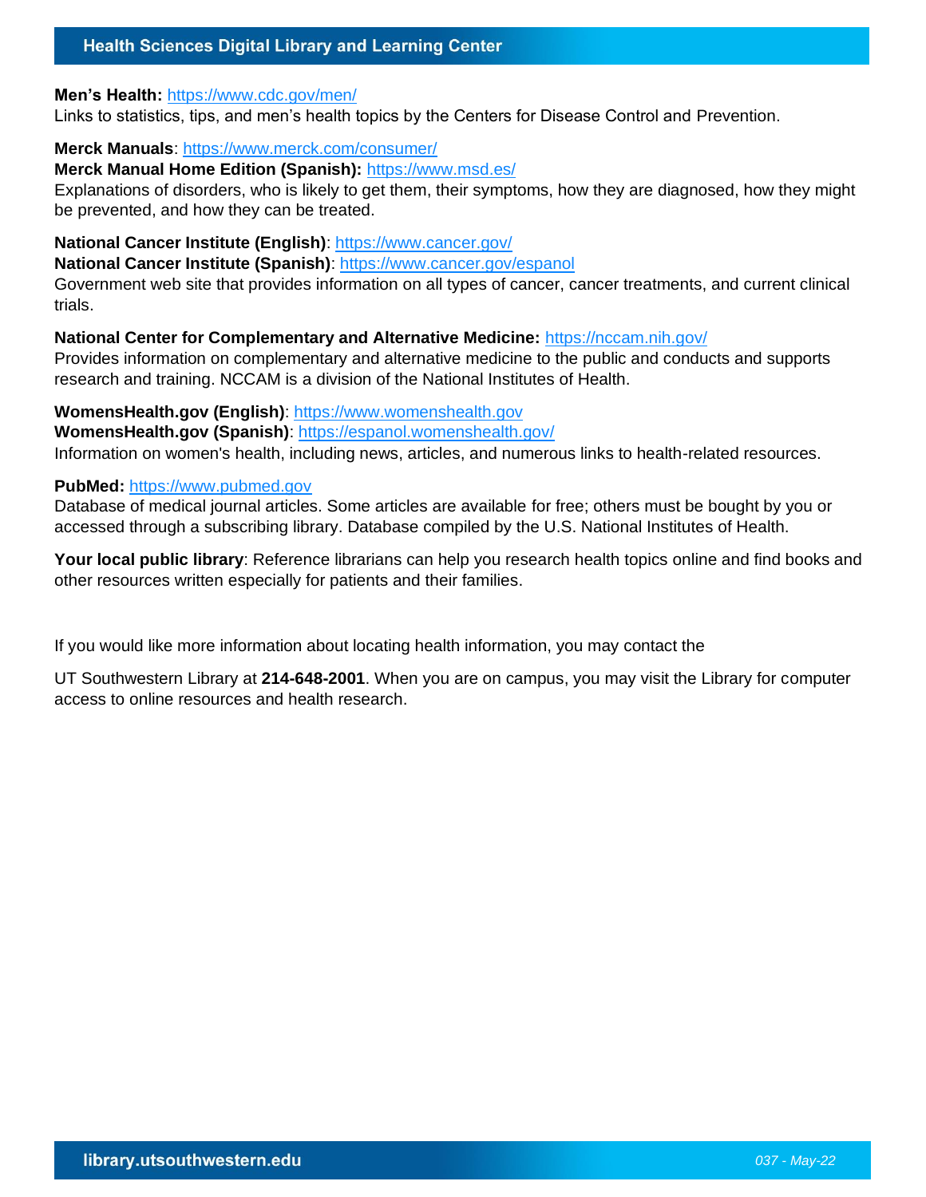**Men's Health:** https://www.cdc.gov/men/
Links to statistics, tips, and men's health topics by the Centers for Disease Control and Prevention.

**Merck Manuals**: https://www.merck.com/consumer/
**Merck Manual Home Edition (Spanish):** https://www.msd.es/
Explanations of disorders, who is likely to get them, their symptoms, how they are diagnosed, how they might be prevented, and how they can be treated.

**National Cancer Institute (English)**: https://www.cancer.gov/
**National Cancer Institute (Spanish)**: https://www.cancer.gov/espanol
Government web site that provides information on all types of cancer, cancer treatments, and current clinical trials.

**National Center for Complementary and Alternative Medicine:** https://nccam.nih.gov/
Provides information on complementary and alternative medicine to the public and conducts and supports research and training. NCCAM is a division of the National Institutes of Health.

**WomensHealth.gov (English)**: https://www.womenshealth.gov
**WomensHealth.gov (Spanish)**: https://espanol.womenshealth.gov/
Information on women's health, including news, articles, and numerous links to health-related resources.

**PubMed:** https://www.pubmed.gov
Database of medical journal articles. Some articles are available for free; others must be bought by you or accessed through a subscribing library. Database compiled by the U.S. National Institutes of Health.

**Your local public library**: Reference librarians can help you research health topics online and find books and other resources written especially for patients and their families.

If you would like more information about locating health information, you may contact the

UT Southwestern Library at **214-648-2001**. When you are on campus, you may visit the Library for computer access to online resources and health research.